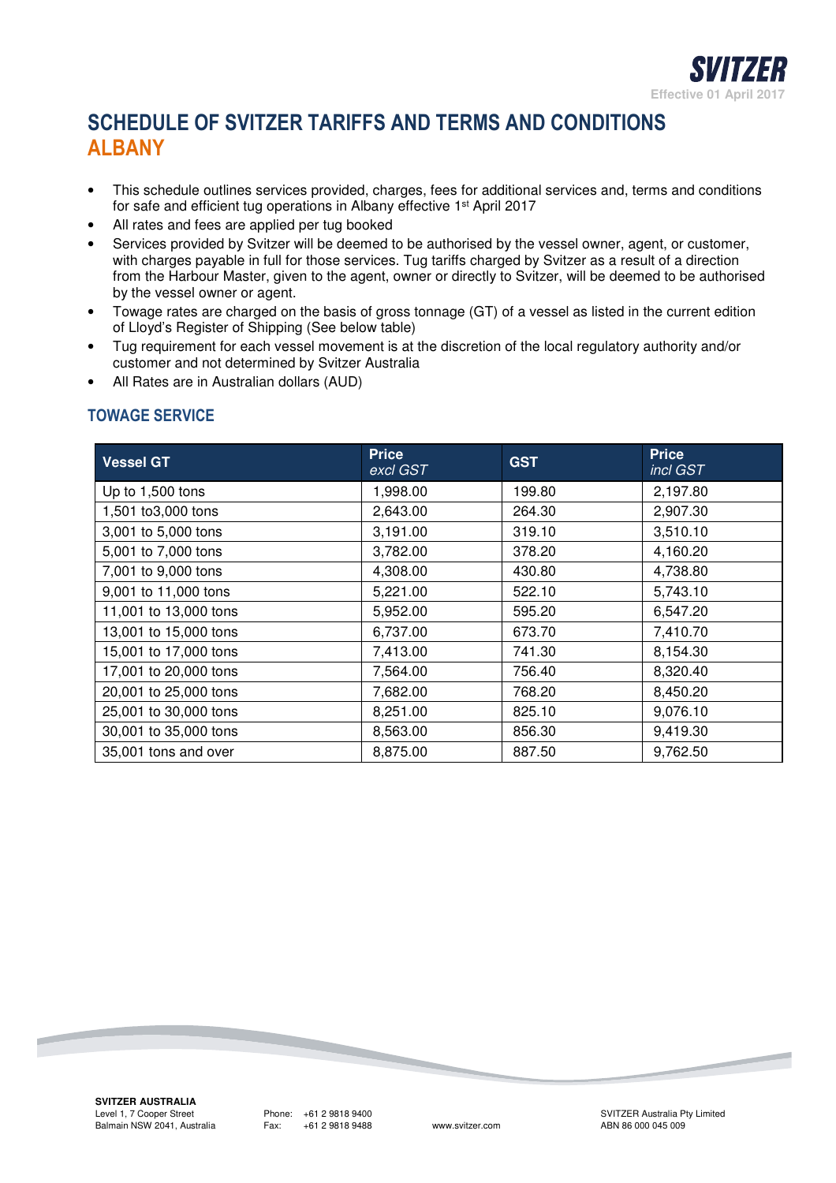# SCHEDULE OF SVITZER TARIFFS AND TERMS AND CONDITIONS

## ALBANY

Effective 01 April 2017

- This schedule outlines services provided, charges, fees for additional services and, terms and conditions for safe and efficient tug operations in Albany effective 1st April 2017
- All rates and fees are applied per tug booked
- Services provided by Svitzer will be deemed to be authorised by the vessel owner, agent, or customer, with charges payable in full for those services. Tug tariffs charged by Svitzer as a result of a direction from the Harbour Master, given to the agent, owner or directly to Svitzer, will be deemed to be authorised by the vessel owner or agent.
- Towage rates are charged on the basis of gross tonnage (GT) of a vessel as listed in the current edition of Lloyd's Register of Shipping (See below table)
- Tug requirement for each vessel movement is at the discretion of the local regulatory authority and/or customer and not determined by Svitzer Australia
- All Rates are in Australian dollars (AUD)

### TOWAGE SERVICE

| Vessel GT | Price *excl GST* | GST | Price *incl GST* |
|---|---|---|---|
| Up to 1,500 tons | 1,998.00 | 199.80 | 2,197.80 |
| 1,501 to3,000 tons | 2,643.00 | 264.30 | 2,907.30 |
| 3,001 to 5,000 tons | 3,191.00 | 319.10 | 3,510.10 |
| 5,001 to 7,000 tons | 3,782.00 | 378.20 | 4,160.20 |
| 7,001 to 9,000 tons | 4,308.00 | 430.80 | 4,738.80 |
| 9,001 to 11,000 tons | 5,221.00 | 522.10 | 5,743.10 |
| 11,001 to 13,000 tons | 5,952.00 | 595.20 | 6,547.20 |
| 13,001 to 15,000 tons | 6,737.00 | 673.70 | 7,410.70 |
| 15,001 to 17,000 tons | 7,413.00 | 741.30 | 8,154.30 |
| 17,001 to 20,000 tons | 7,564.00 | 756.40 | 8,320.40 |
| 20,001 to 25,000 tons | 7,682.00 | 768.20 | 8,450.20 |
| 25,001 to 30,000 tons | 8,251.00 | 825.10 | 9,076.10 |
| 30,001 to 35,000 tons | 8,563.00 | 856.30 | 9,419.30 |
| 35,001 tons and over | 8,875.00 | 887.50 | 9,762.50 |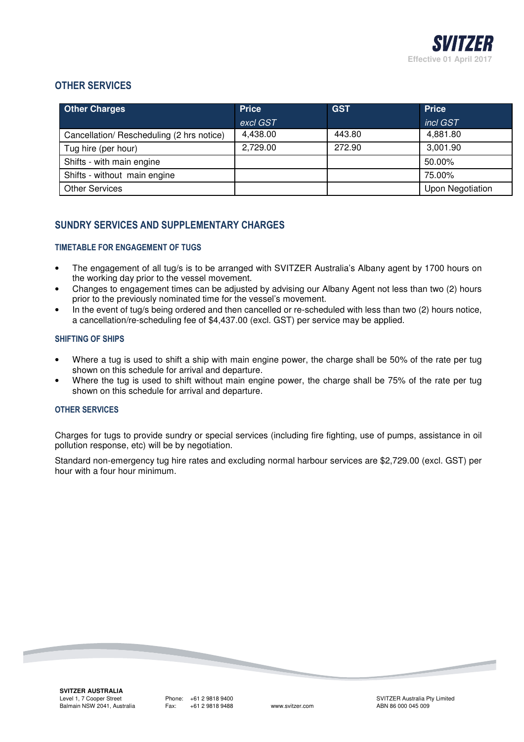## OTHER SERVICES

| Other Charges | Price *excl GST* | GST | Price *incl GST* |
|---|---|---|---|
| Cancellation/ Rescheduling (2 hrs notice) | 4,438.00 | 443.80 | 4,881.80 |
| Tug hire (per hour) | 2,729.00 | 272.90 | 3,001.90 |
| Shifts - with main engine | | | 50.00% |
| Shifts - without main engine | | | 75.00% |
| Other Services | | | Upon Negotiation |

## SUNDRY SERVICES AND SUPPLEMENTARY CHARGES

### TIMETABLE FOR ENGAGEMENT OF TUGS

- The engagement of all tug/s is to be arranged with SVITZER Australia's Albany agent by 1700 hours on the working day prior to the vessel movement.
- Changes to engagement times can be adjusted by advising our Albany Agent not less than two (2) hours prior to the previously nominated time for the vessel's movement.
- In the event of tug/s being ordered and then cancelled or re-scheduled with less than two (2) hours notice, a cancellation/re-scheduling fee of $4,437.00 (excl. GST) per service may be applied.

### SHIFTING OF SHIPS

- Where a tug is used to shift a ship with main engine power, the charge shall be 50% of the rate per tug shown on this schedule for arrival and departure.
- Where the tug is used to shift without main engine power, the charge shall be 75% of the rate per tug shown on this schedule for arrival and departure.

### OTHER SERVICES

Charges for tugs to provide sundry or special services (including fire fighting, use of pumps, assistance in oil pollution response, etc) will be by negotiation.

Standard non-emergency tug hire rates and excluding normal harbour services are $2,729.00 (excl. GST) per hour with a four hour minimum.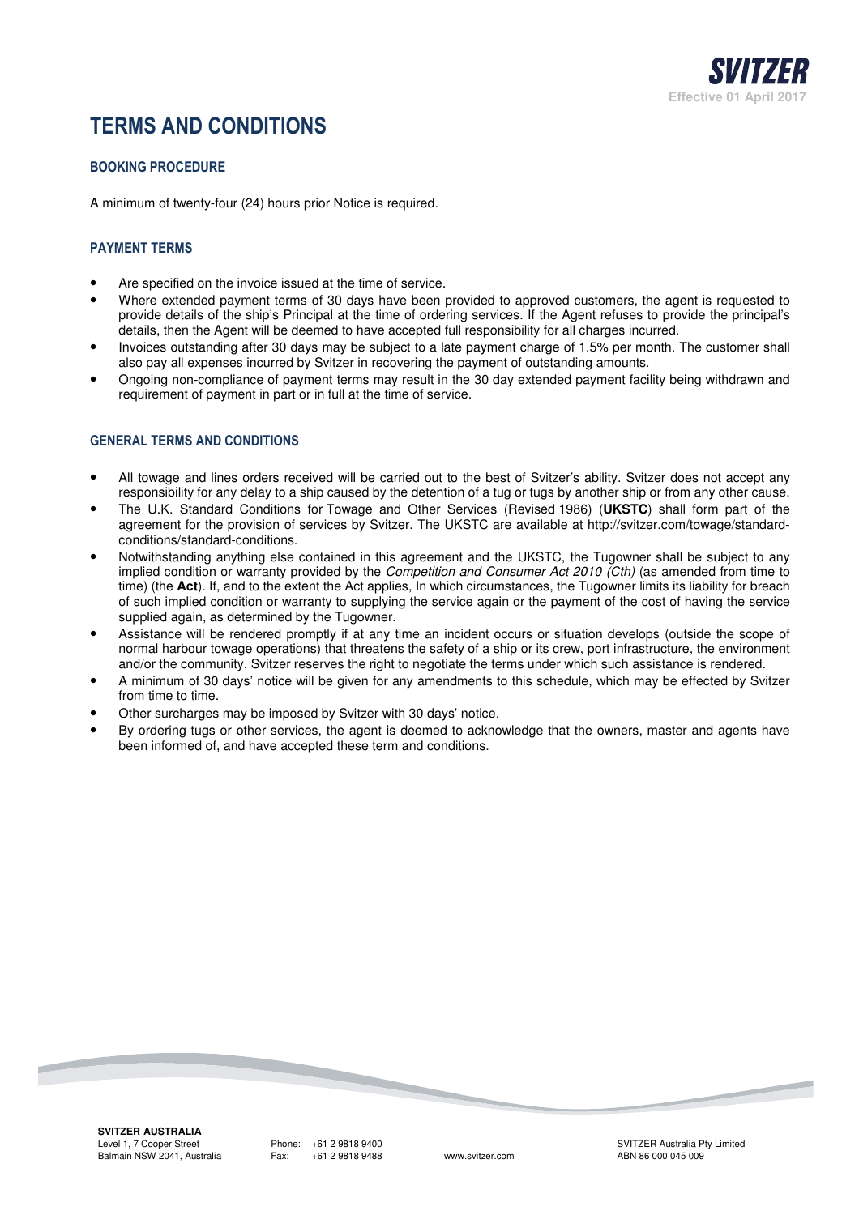# TERMS AND CONDITIONS

Effective 01 April 2017

## BOOKING PROCEDURE

A minimum of twenty-four (24) hours prior Notice is required.

## PAYMENT TERMS

- Are specified on the invoice issued at the time of service.
- Where extended payment terms of 30 days have been provided to approved customers, the agent is requested to provide details of the ship's Principal at the time of ordering services. If the Agent refuses to provide the principal's details, then the Agent will be deemed to have accepted full responsibility for all charges incurred.
- Invoices outstanding after 30 days may be subject to a late payment charge of 1.5% per month. The customer shall also pay all expenses incurred by Svitzer in recovering the payment of outstanding amounts.
- Ongoing non-compliance of payment terms may result in the 30 day extended payment facility being withdrawn and requirement of payment in part or in full at the time of service.

## GENERAL TERMS AND CONDITIONS

- All towage and lines orders received will be carried out to the best of Svitzer's ability. Svitzer does not accept any responsibility for any delay to a ship caused by the detention of a tug or tugs by another ship or from any other cause.
- The U.K. Standard Conditions for Towage and Other Services (Revised 1986) (**UKSTC**) shall form part of the agreement for the provision of services by Svitzer. The UKSTC are available at http://svitzer.com/towage/standard-conditions/standard-conditions.
- Notwithstanding anything else contained in this agreement and the UKSTC, the Tugowner shall be subject to any implied condition or warranty provided by the *Competition and Consumer Act 2010 (Cth)* (as amended from time to time) (the **Act**). If, and to the extent the Act applies, In which circumstances, the Tugowner limits its liability for breach of such implied condition or warranty to supplying the service again or the payment of the cost of having the service supplied again, as determined by the Tugowner.
- Assistance will be rendered promptly if at any time an incident occurs or situation develops (outside the scope of normal harbour towage operations) that threatens the safety of a ship or its crew, port infrastructure, the environment and/or the community. Svitzer reserves the right to negotiate the terms under which such assistance is rendered.
- A minimum of 30 days' notice will be given for any amendments to this schedule, which may be effected by Svitzer from time to time.
- Other surcharges may be imposed by Svitzer with 30 days' notice.
- By ordering tugs or other services, the agent is deemed to acknowledge that the owners, master and agents have been informed of, and have accepted these term and conditions.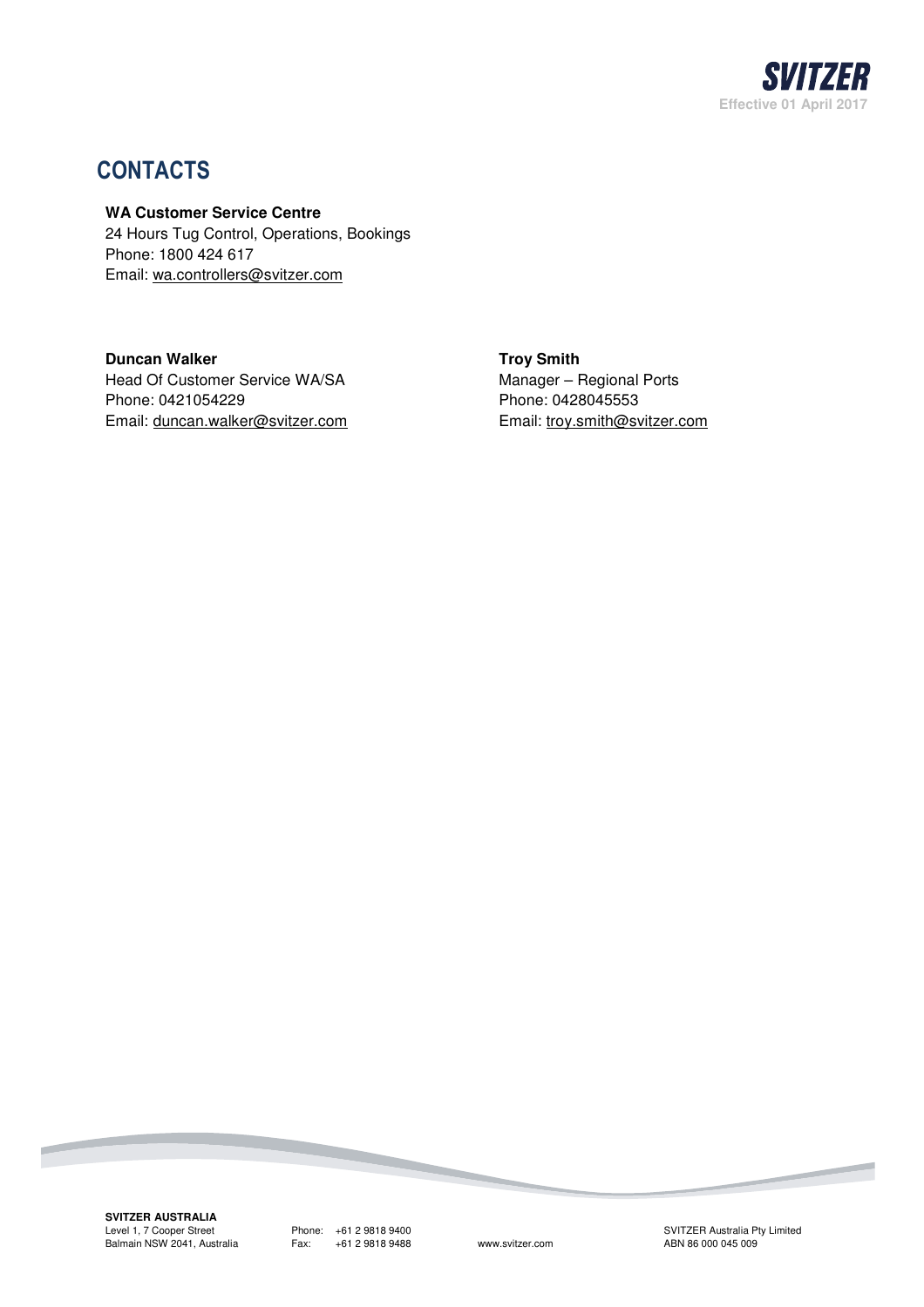# CONTACTS

**WA Customer Service Centre**
24 Hours Tug Control, Operations, Bookings
Phone: 1800 424 617
Email: wa.controllers@svitzer.com

**Duncan Walker**
Head Of Customer Service WA/SA
Phone: 0421054229
Email: duncan.walker@svitzer.com

**Troy Smith**
Manager – Regional Ports
Phone: 0428045553
Email: troy.smith@svitzer.com